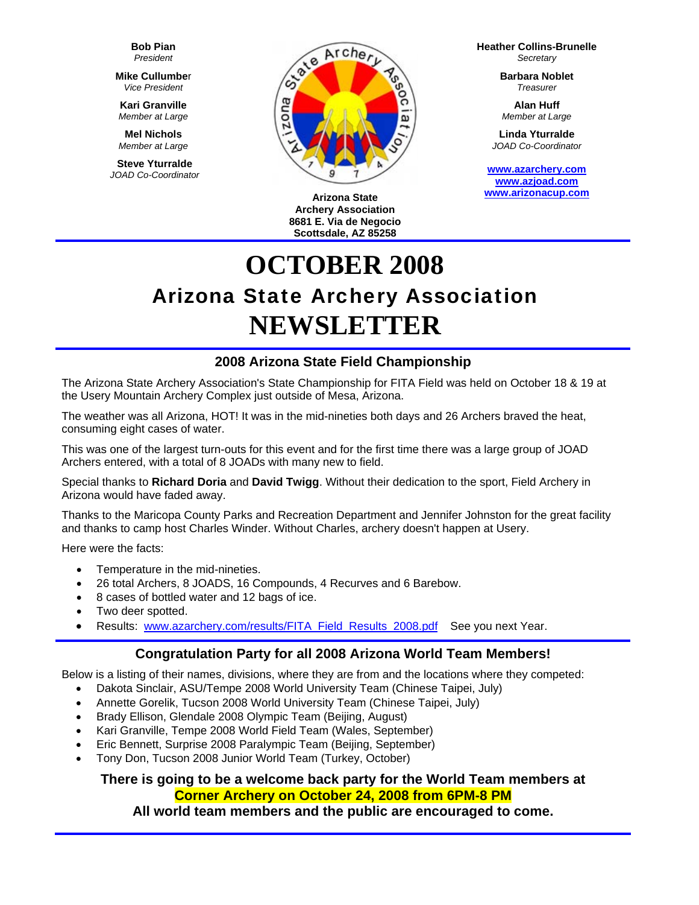**Bob Pian**
*President*

**Mike Cullumber**
*Vice President*

**Kari Granville**
*Member at Large*

**Mel Nichols**
*Member at Large*

**Steve Yturralde**
*JOAD Co-Coordinator*

**Arizona State Archery Association**
**8681 E. Via de Negocio**
**Scottsdale, AZ 85258**

**Heather Collins-Brunelle**
*Secretary*

**Barbara Noblet**
*Treasurer*

**Alan Huff**
*Member at Large*

**Linda Yturralde**
*JOAD Co-Coordinator*

**www.azarchery.com**
**www.azjoad.com**
**www.arizonacup.com**

# OCTOBER 2008

## Arizona State Archery Association

# NEWSLETTER

### 2008 Arizona State Field Championship

The Arizona State Archery Association's State Championship for FITA Field was held on October 18 & 19 at the Usery Mountain Archery Complex just outside of Mesa, Arizona.

The weather was all Arizona, HOT! It was in the mid-nineties both days and 26 Archers braved the heat, consuming eight cases of water.

This was one of the largest turn-outs for this event and for the first time there was a large group of JOAD Archers entered, with a total of 8 JOADs with many new to field.

Special thanks to **Richard Doria** and **David Twigg**. Without their dedication to the sport, Field Archery in Arizona would have faded away.

Thanks to the Maricopa County Parks and Recreation Department and Jennifer Johnston for the great facility and thanks to camp host Charles Winder. Without Charles, archery doesn't happen at Usery.

Here were the facts:

- Temperature in the mid-nineties.
- 26 total Archers, 8 JOADS, 16 Compounds, 4 Recurves and 6 Barebow.
- 8 cases of bottled water and 12 bags of ice.
- Two deer spotted.
- Results: www.azarchery.com/results/FITA_Field_Results_2008.pdf See you next Year.

### Congratulation Party for all 2008 Arizona World Team Members!

Below is a listing of their names, divisions, where they are from and the locations where they competed:

- Dakota Sinclair, ASU/Tempe 2008 World University Team (Chinese Taipei, July)
- Annette Gorelik, Tucson 2008 World University Team (Chinese Taipei, July)
- Brady Ellison, Glendale 2008 Olympic Team (Beijing, August)
- Kari Granville, Tempe 2008 World Field Team (Wales, September)
- Eric Bennett, Surprise 2008 Paralympic Team (Beijing, September)
- Tony Don, Tucson 2008 Junior World Team (Turkey, October)

**There is going to be a welcome back party for the World Team members at Corner Archery on October 24, 2008 from 6PM-8 PM**
**All world team members and the public are encouraged to come.**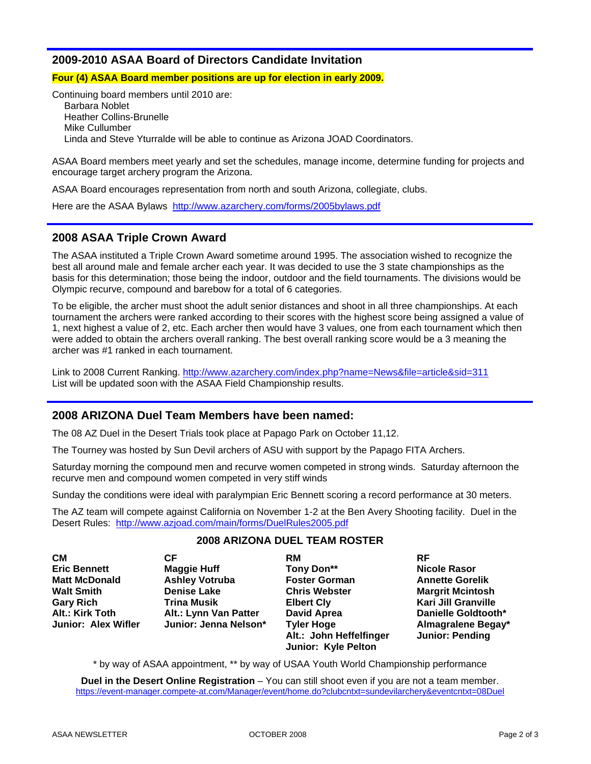## 2009-2010 ASAA Board of Directors Candidate Invitation

**Four (4) ASAA Board member positions are up for election in early 2009.**

Continuing board members until 2010 are:

Barbara Noblet
Heather Collins-Brunelle
Mike Cullumber
Linda and Steve Yturralde will be able to continue as Arizona JOAD Coordinators.

ASAA Board members meet yearly and set the schedules, manage income, determine funding for projects and encourage target archery program the Arizona.

ASAA Board encourages representation from north and south Arizona, collegiate, clubs.

Here are the ASAA Bylaws http://www.azarchery.com/forms/2005bylaws.pdf

## 2008 ASAA Triple Crown Award

The ASAA instituted a Triple Crown Award sometime around 1995. The association wished to recognize the best all around male and female archer each year. It was decided to use the 3 state championships as the basis for this determination; those being the indoor, outdoor and the field tournaments. The divisions would be Olympic recurve, compound and barebow for a total of 6 categories.

To be eligible, the archer must shoot the adult senior distances and shoot in all three championships. At each tournament the archers were ranked according to their scores with the highest score being assigned a value of 1, next highest a value of 2, etc. Each archer then would have 3 values, one from each tournament which then were added to obtain the archers overall ranking. The best overall ranking score would be a 3 meaning the archer was #1 ranked in each tournament.

Link to 2008 Current Ranking. http://www.azarchery.com/index.php?name=News&file=article&sid=311
List will be updated soon with the ASAA Field Championship results.

## 2008 ARIZONA Duel Team Members have been named:

The 08 AZ Duel in the Desert Trials took place at Papago Park on October 11,12.

The Tourney was hosted by Sun Devil archers of ASU with support by the Papago FITA Archers.

Saturday morning the compound men and recurve women competed in strong winds. Saturday afternoon the recurve men and compound women competed in very stiff winds

Sunday the conditions were ideal with paralympian Eric Bennett scoring a record performance at 30 meters.

The AZ team will compete against California on November 1-2 at the Ben Avery Shooting facility. Duel in the Desert Rules: http://www.azjoad.com/main/forms/DuelRules2005.pdf

### 2008 ARIZONA DUEL TEAM ROSTER

| CM | CF | RM | RF |
|---|---|---|---|
| Eric Bennett | Maggie Huff | Tony Don** | Nicole Rasor |
| Matt McDonald | Ashley Votruba | Foster Gorman | Annette Gorelik |
| Walt Smith | Denise Lake | Chris Webster | Margrit Mcintosh |
| Gary Rich | Trina Musik | Elbert Cly | Kari Jill Granville |
| Alt.: Kirk Toth | Alt.: Lynn Van Patter | David Aprea | Danielle Goldtooth* |
| Junior: Alex Wifler | Junior: Jenna Nelson* | Tyler Hoge | Almagralene Begay* |
| | | Alt.: John Heffelfinger | Junior: Pending |
| | | Junior: Kyle Pelton | |

* by way of ASAA appointment, ** by way of USAA Youth World Championship performance

**Duel in the Desert Online Registration** – You can still shoot even if you are not a team member.
https://event-manager.compete-at.com/Manager/event/home.do?clubcntxt=sundevilarchery&eventcntxt=08Duel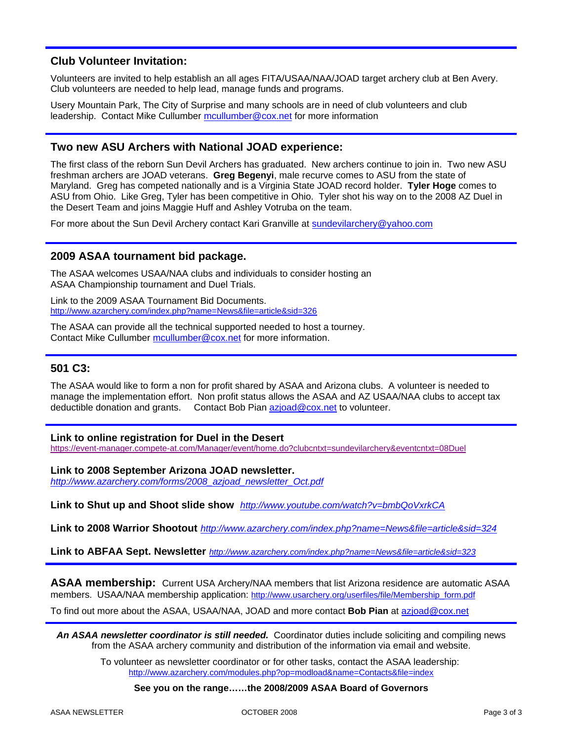## Club Volunteer Invitation:

Volunteers are invited to help establish an all ages FITA/USAA/NAA/JOAD target archery club at Ben Avery. Club volunteers are needed to help lead, manage funds and programs.

Usery Mountain Park, The City of Surprise and many schools are in need of club volunteers and club leadership. Contact Mike Cullumber mcullumber@cox.net for more information

## Two new ASU Archers with National JOAD experience:

The first class of the reborn Sun Devil Archers has graduated. New archers continue to join in. Two new ASU freshman archers are JOAD veterans. **Greg Begenyi**, male recurve comes to ASU from the state of Maryland. Greg has competed nationally and is a Virginia State JOAD record holder. **Tyler Hoge** comes to ASU from Ohio. Like Greg, Tyler has been competitive in Ohio. Tyler shot his way on to the 2008 AZ Duel in the Desert Team and joins Maggie Huff and Ashley Votruba on the team.

For more about the Sun Devil Archery contact Kari Granville at sundevilarchery@yahoo.com

## 2009 ASAA tournament bid package.

The ASAA welcomes USAA/NAA clubs and individuals to consider hosting an ASAA Championship tournament and Duel Trials.

Link to the 2009 ASAA Tournament Bid Documents.
http://www.azarchery.com/index.php?name=News&file=article&sid=326

The ASAA can provide all the technical supported needed to host a tourney. Contact Mike Cullumber mcullumber@cox.net for more information.

## 501 C3:

The ASAA would like to form a non for profit shared by ASAA and Arizona clubs. A volunteer is needed to manage the implementation effort. Non profit status allows the ASAA and AZ USAA/NAA clubs to accept tax deductible donation and grants. Contact Bob Pian azjoad@cox.net to volunteer.

**Link to online registration for Duel in the Desert**
https://event-manager.compete-at.com/Manager/event/home.do?clubcntxt=sundevilarchery&eventcntxt=08Duel

**Link to 2008 September Arizona JOAD newsletter.**
*http://www.azarchery.com/forms/2008_azjoad_newsletter_Oct.pdf*

**Link to Shut up and Shoot slide show** *http://www.youtube.com/watch?v=bmbQoVxrkCA*

**Link to 2008 Warrior Shootout** *http://www.azarchery.com/index.php?name=News&file=article&sid=324*

**Link to ABFAA Sept. Newsletter** *http://www.azarchery.com/index.php?name=News&file=article&sid=323*

**ASAA membership:** Current USA Archery/NAA members that list Arizona residence are automatic ASAA members. USAA/NAA membership application: http://www.usarchery.org/userfiles/file/Membership_form.pdf

To find out more about the ASAA, USAA/NAA, JOAD and more contact **Bob Pian** at azjoad@cox.net

***An ASAA newsletter coordinator is still needed.*** Coordinator duties include soliciting and compiling news from the ASAA archery community and distribution of the information via email and website.

To volunteer as newsletter coordinator or for other tasks, contact the ASAA leadership:
http://www.azarchery.com/modules.php?op=modload&name=Contacts&file=index

**See you on the range……the 2008/2009 ASAA Board of Governors**